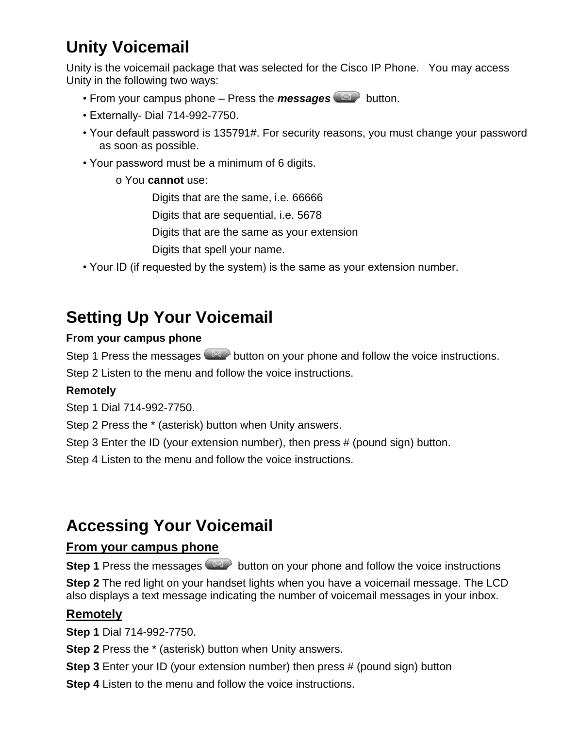# Unity Voicemail

Unity is the voicemail package that was selected for the Cisco IP Phone. You may access Unity in the following two ways:

- From your campus phone – Press the ***messages*** button.
- Externally- Dial 714-992-7750.
- Your default password is 135791#. For security reasons, you must change your password as soon as possible.
- Your password must be a minimum of 6 digits.
  - You **cannot** use:
    - Digits that are the same, i.e. 66666
    - Digits that are sequential, i.e. 5678
    - Digits that are the same as your extension
    - Digits that spell your name.
- Your ID (if requested by the system) is the same as your extension number.

# Setting Up Your Voicemail

**From your campus phone**

Step 1 Press the messages button on your phone and follow the voice instructions.

Step 2 Listen to the menu and follow the voice instructions.

**Remotely**

Step 1 Dial 714-992-7750.

Step 2 Press the * (asterisk) button when Unity answers.

Step 3 Enter the ID (your extension number), then press # (pound sign) button.

Step 4 Listen to the menu and follow the voice instructions.

# Accessing Your Voicemail

## From your campus phone

**Step 1** Press the messages button on your phone and follow the voice instructions

**Step 2** The red light on your handset lights when you have a voicemail message. The LCD also displays a text message indicating the number of voicemail messages in your inbox.

## Remotely

**Step 1** Dial 714-992-7750.

**Step 2** Press the * (asterisk) button when Unity answers.

**Step 3** Enter your ID (your extension number) then press # (pound sign) button

**Step 4** Listen to the menu and follow the voice instructions.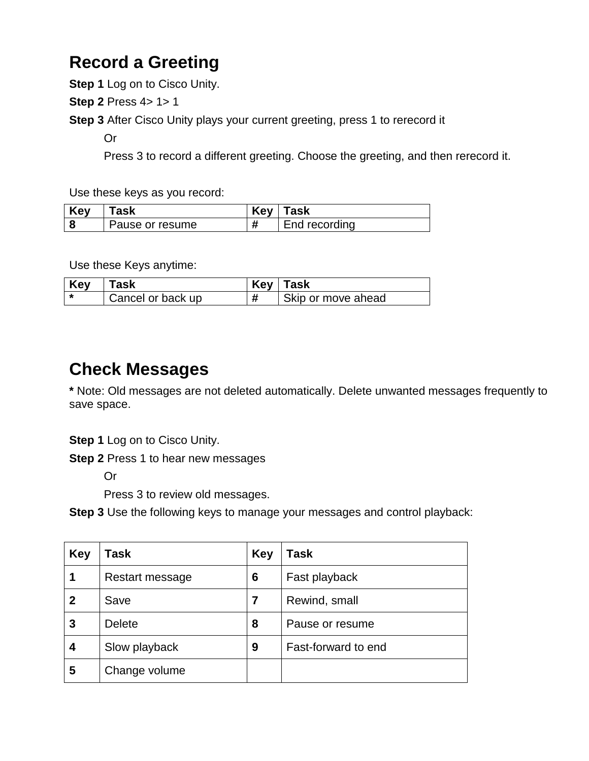## Record a Greeting

**Step 1** Log on to Cisco Unity.

**Step 2** Press 4> 1> 1

**Step 3** After Cisco Unity plays your current greeting, press 1 to rerecord it

Or

Press 3 to record a different greeting. Choose the greeting, and then rerecord it.

Use these keys as you record:

| Key | Task | Key | Task |
|---|---|---|---|
| **8** | Pause or resume | **#** | End recording |

Use these Keys anytime:

| Key | Task | Key | Task |
|---|---|---|---|
| ***** | Cancel or back up | **#** | Skip or move ahead |

## Check Messages

**\*** Note: Old messages are not deleted automatically. Delete unwanted messages frequently to save space.

**Step 1** Log on to Cisco Unity.

**Step 2** Press 1 to hear new messages

Or

Press 3 to review old messages.

**Step 3** Use the following keys to manage your messages and control playback:

| Key | Task | Key | Task |
|---|---|---|---|
| **1** | Restart message | **6** | Fast playback |
| **2** | Save | **7** | Rewind, small |
| **3** | Delete | **8** | Pause or resume |
| **4** | Slow playback | **9** | Fast-forward to end |
| **5** | Change volume | | |